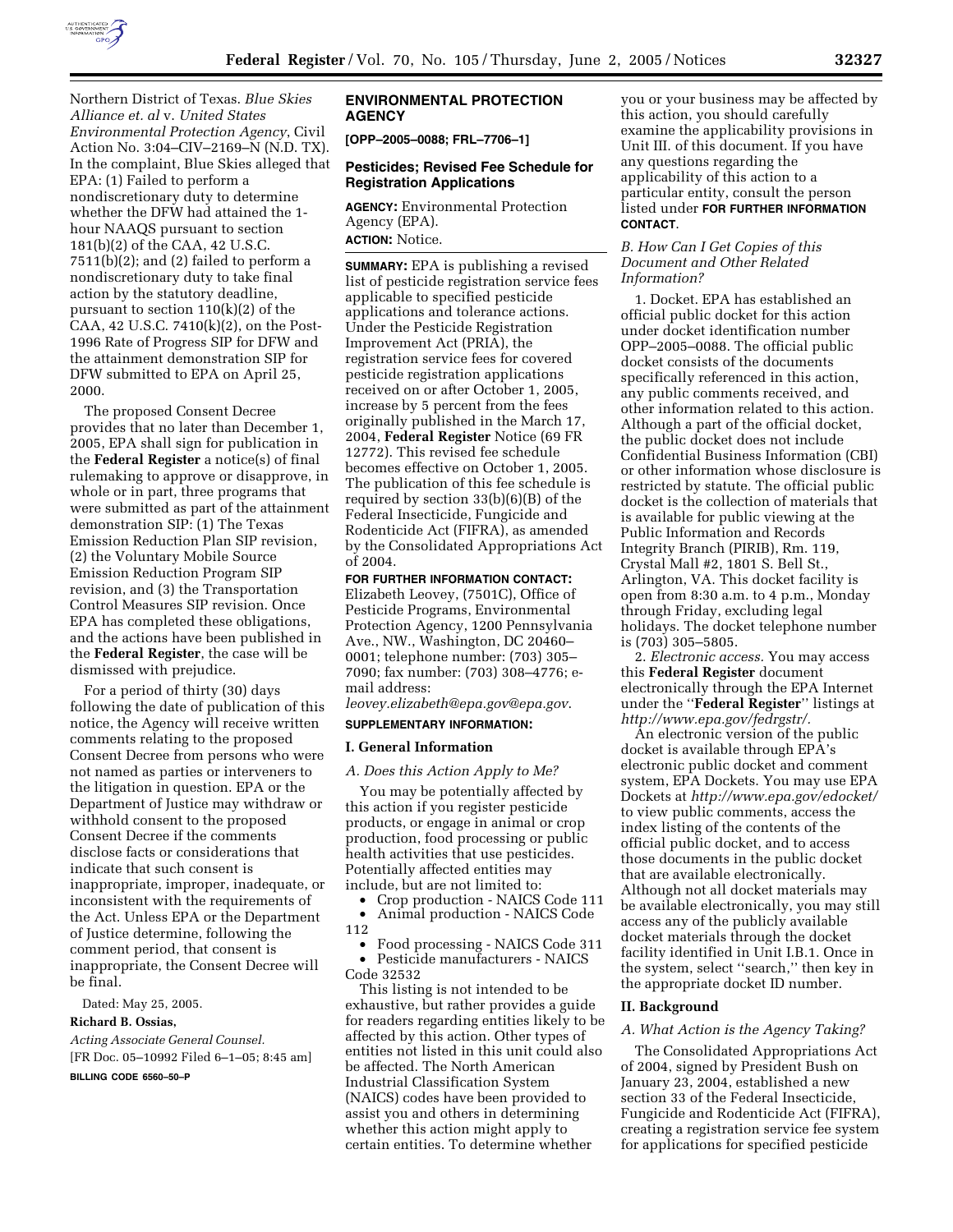Northern District of Texas. *Blue Skies Alliance et. al* v. *United States Environmental Protection Agency*, Civil Action No. 3:04–CIV–2169–N (N.D. TX). In the complaint, Blue Skies alleged that EPA: (1) Failed to perform a nondiscretionary duty to determine whether the DFW had attained the 1-hour NAAQS pursuant to section 181(b)(2) of the CAA, 42 U.S.C. 7511(b)(2); and (2) failed to perform a nondiscretionary duty to take final action by the statutory deadline, pursuant to section 110(k)(2) of the CAA, 42 U.S.C. 7410(k)(2), on the Post-1996 Rate of Progress SIP for DFW and the attainment demonstration SIP for DFW submitted to EPA on April 25, 2000.

The proposed Consent Decree provides that no later than December 1, 2005, EPA shall sign for publication in the **Federal Register** a notice(s) of final rulemaking to approve or disapprove, in whole or in part, three programs that were submitted as part of the attainment demonstration SIP: (1) The Texas Emission Reduction Plan SIP revision, (2) the Voluntary Mobile Source Emission Reduction Program SIP revision, and (3) the Transportation Control Measures SIP revision. Once EPA has completed these obligations, and the actions have been published in the **Federal Register**, the case will be dismissed with prejudice.

For a period of thirty (30) days following the date of publication of this notice, the Agency will receive written comments relating to the proposed Consent Decree from persons who were not named as parties or interveners to the litigation in question. EPA or the Department of Justice may withdraw or withhold consent to the proposed Consent Decree if the comments disclose facts or considerations that indicate that such consent is inappropriate, improper, inadequate, or inconsistent with the requirements of the Act. Unless EPA or the Department of Justice determine, following the comment period, that consent is inappropriate, the Consent Decree will be final.

Dated: May 25, 2005.

**Richard B. Ossias,**

*Acting Associate General Counsel.*

[FR Doc. 05–10992 Filed 6–1–05; 8:45 am]

**BILLING CODE 6560–50–P**

## ENVIRONMENTAL PROTECTION AGENCY

**[OPP–2005–0088; FRL–7706–1]**

## Pesticides; Revised Fee Schedule for Registration Applications

**AGENCY:** Environmental Protection Agency (EPA).

**ACTION:** Notice.

**SUMMARY:** EPA is publishing a revised list of pesticide registration service fees applicable to specified pesticide applications and tolerance actions. Under the Pesticide Registration Improvement Act (PRIA), the registration service fees for covered pesticide registration applications received on or after October 1, 2005, increase by 5 percent from the fees originally published in the March 17, 2004, **Federal Register** Notice (69 FR 12772). This revised fee schedule becomes effective on October 1, 2005. The publication of this fee schedule is required by section 33(b)(6)(B) of the Federal Insecticide, Fungicide and Rodenticide Act (FIFRA), as amended by the Consolidated Appropriations Act of 2004.

**FOR FURTHER INFORMATION CONTACT:** Elizabeth Leovey, (7501C), Office of Pesticide Programs, Environmental Protection Agency, 1200 Pennsylvania Ave., NW., Washington, DC 20460–0001; telephone number: (703) 305–7090; fax number: (703) 308–4776; e-mail address: *leovey.elizabeth@epa.gov@epa.gov*.

**SUPPLEMENTARY INFORMATION:**

### I. General Information

#### *A. Does this Action Apply to Me?*

You may be potentially affected by this action if you register pesticide products, or engage in animal or crop production, food processing or public health activities that use pesticides. Potentially affected entities may include, but are not limited to:

- Crop production - NAICS Code 111
- Animal production - NAICS Code 112
- Food processing - NAICS Code 311
- Pesticide manufacturers - NAICS Code 32532

This listing is not intended to be exhaustive, but rather provides a guide for readers regarding entities likely to be affected by this action. Other types of entities not listed in this unit could also be affected. The North American Industrial Classification System (NAICS) codes have been provided to assist you and others in determining whether this action might apply to certain entities. To determine whether you or your business may be affected by this action, you should carefully examine the applicability provisions in Unit III. of this document. If you have any questions regarding the applicability of this action to a particular entity, consult the person listed under **FOR FURTHER INFORMATION CONTACT**.

#### *B. How Can I Get Copies of this Document and Other Related Information?*

1. Docket. EPA has established an official public docket for this action under docket identification number OPP–2005–0088. The official public docket consists of the documents specifically referenced in this action, any public comments received, and other information related to this action. Although a part of the official docket, the public docket does not include Confidential Business Information (CBI) or other information whose disclosure is restricted by statute. The official public docket is the collection of materials that is available for public viewing at the Public Information and Records Integrity Branch (PIRIB), Rm. 119, Crystal Mall #2, 1801 S. Bell St., Arlington, VA. This docket facility is open from 8:30 a.m. to 4 p.m., Monday through Friday, excluding legal holidays. The docket telephone number is (703) 305–5805.

2. *Electronic access.* You may access this **Federal Register** document electronically through the EPA Internet under the ''**Federal Register**'' listings at *http://www.epa.gov/fedrgstr/*.

An electronic version of the public docket is available through EPA's electronic public docket and comment system, EPA Dockets. You may use EPA Dockets at *http://www.epa.gov/edocket/* to view public comments, access the index listing of the contents of the official public docket, and to access those documents in the public docket that are available electronically. Although not all docket materials may be available electronically, you may still access any of the publicly available docket materials through the docket facility identified in Unit I.B.1. Once in the system, select ''search,'' then key in the appropriate docket ID number.

### II. Background

#### *A. What Action is the Agency Taking?*

The Consolidated Appropriations Act of 2004, signed by President Bush on January 23, 2004, established a new section 33 of the Federal Insecticide, Fungicide and Rodenticide Act (FIFRA), creating a registration service fee system for applications for specified pesticide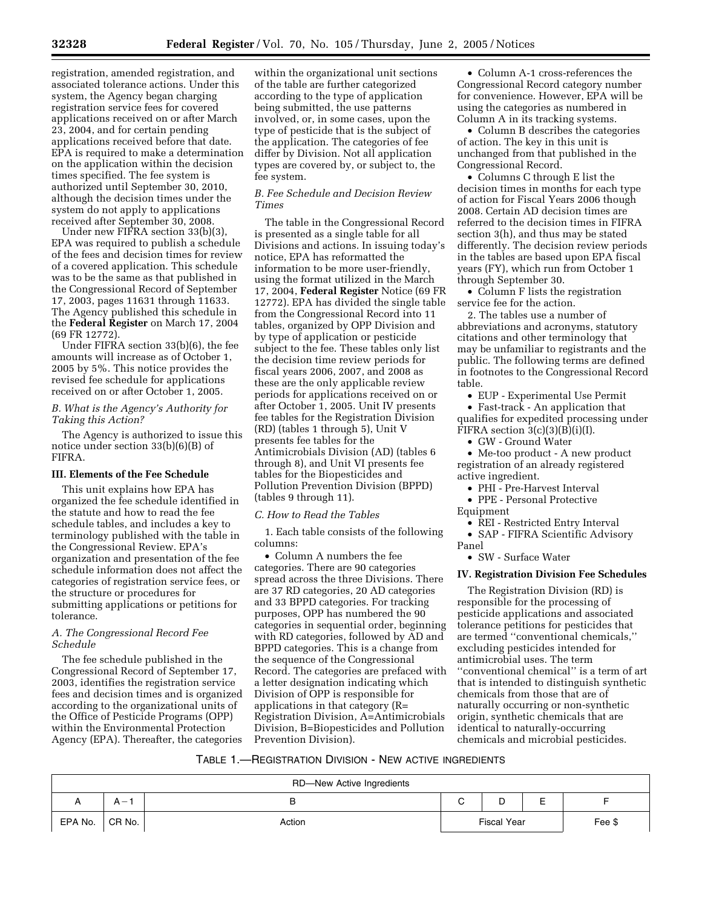registration, amended registration, and associated tolerance actions. Under this system, the Agency began charging registration service fees for covered applications received on or after March 23, 2004, and for certain pending applications received before that date. EPA is required to make a determination on the application within the decision times specified. The fee system is authorized until September 30, 2010, although the decision times under the system do not apply to applications received after September 30, 2008.

Under new FIFRA section 33(b)(3), EPA was required to publish a schedule of the fees and decision times for review of a covered application. This schedule was to be the same as that published in the Congressional Record of September 17, 2003, pages 11631 through 11633. The Agency published this schedule in the **Federal Register** on March 17, 2004 (69 FR 12772).

Under FIFRA section 33(b)(6), the fee amounts will increase as of October 1, 2005 by 5%. This notice provides the revised fee schedule for applications received on or after October 1, 2005.

### *B. What is the Agency's Authority for Taking this Action?*

The Agency is authorized to issue this notice under section 33(b)(6)(B) of FIFRA.

## III. Elements of the Fee Schedule

This unit explains how EPA has organized the fee schedule identified in the statute and how to read the fee schedule tables, and includes a key to terminology published with the table in the Congressional Review. EPA's organization and presentation of the fee schedule information does not affect the categories of registration service fees, or the structure or procedures for submitting applications or petitions for tolerance.

### *A. The Congressional Record Fee Schedule*

The fee schedule published in the Congressional Record of September 17, 2003, identifies the registration service fees and decision times and is organized according to the organizational units of the Office of Pesticide Programs (OPP) within the Environmental Protection Agency (EPA). Thereafter, the categories within the organizational unit sections of the table are further categorized according to the type of application being submitted, the use patterns involved, or, in some cases, upon the type of pesticide that is the subject of the application. The categories of fee differ by Division. Not all application types are covered by, or subject to, the fee system.

### *B. Fee Schedule and Decision Review Times*

The table in the Congressional Record is presented as a single table for all Divisions and actions. In issuing today's notice, EPA has reformatted the information to be more user-friendly, using the format utilized in the March 17, 2004, **Federal Register** Notice (69 FR 12772). EPA has divided the single table from the Congressional Record into 11 tables, organized by OPP Division and by type of application or pesticide subject to the fee. These tables only list the decision time review periods for fiscal years 2006, 2007, and 2008 as these are the only applicable review periods for applications received on or after October 1, 2005. Unit IV presents fee tables for the Registration Division (RD) (tables 1 through 5), Unit V presents fee tables for the Antimicrobials Division (AD) (tables 6 through 8), and Unit VI presents fee tables for the Biopesticides and Pollution Prevention Division (BPPD) (tables 9 through 11).

### *C. How to Read the Tables*

1. Each table consists of the following columns:

- Column A numbers the fee categories. There are 90 categories spread across the three Divisions. There are 37 RD categories, 20 AD categories and 33 BPPD categories. For tracking purposes, OPP has numbered the 90 categories in sequential order, beginning with RD categories, followed by AD and BPPD categories. This is a change from the sequence of the Congressional Record. The categories are prefaced with a letter designation indicating which Division of OPP is responsible for applications in that category (R= Registration Division, A=Antimicrobials Division, B=Biopesticides and Pollution Prevention Division).
- Column A-1 cross-references the Congressional Record category number for convenience. However, EPA will be using the categories as numbered in Column A in its tracking systems.
- Column B describes the categories of action. The key in this unit is unchanged from that published in the Congressional Record.
- Columns C through E list the decision times in months for each type of action for Fiscal Years 2006 though 2008. Certain AD decision times are referred to the decision times in FIFRA section 3(h), and thus may be stated differently. The decision review periods in the tables are based upon EPA fiscal years (FY), which run from October 1 through September 30.
- Column F lists the registration service fee for the action.

2. The tables use a number of abbreviations and acronyms, statutory citations and other terminology that may be unfamiliar to registrants and the public. The following terms are defined in footnotes to the Congressional Record table.

- EUP - Experimental Use Permit
- Fast-track - An application that qualifies for expedited processing under FIFRA section 3(c)(3)(B)(i)(I).
- GW - Ground Water
- Me-too product - A new product registration of an already registered active ingredient.
- PHI - Pre-Harvest Interval
- PPE - Personal Protective Equipment
- REI - Restricted Entry Interval
- SAP - FIFRA Scientific Advisory Panel
- SW - Surface Water

## IV. Registration Division Fee Schedules

The Registration Division (RD) is responsible for the processing of pesticide applications and associated tolerance petitions for pesticides that are termed "conventional chemicals," excluding pesticides intended for antimicrobial uses. The term "conventional chemical" is a term of art that is intended to distinguish synthetic chemicals from those that are of naturally occurring or non-synthetic origin, synthetic chemicals that are identical to naturally-occurring chemicals and microbial pesticides.

TABLE 1.—REGISTRATION DIVISION - NEW ACTIVE INGREDIENTS

| RD—New Active Ingredients | | | | | | |
|---|---|---|---|---|---|---|
| A | A – 1 | B | C | D | E | F |
| EPA No. | CR No. | Action | Fiscal Year | | | Fee $ |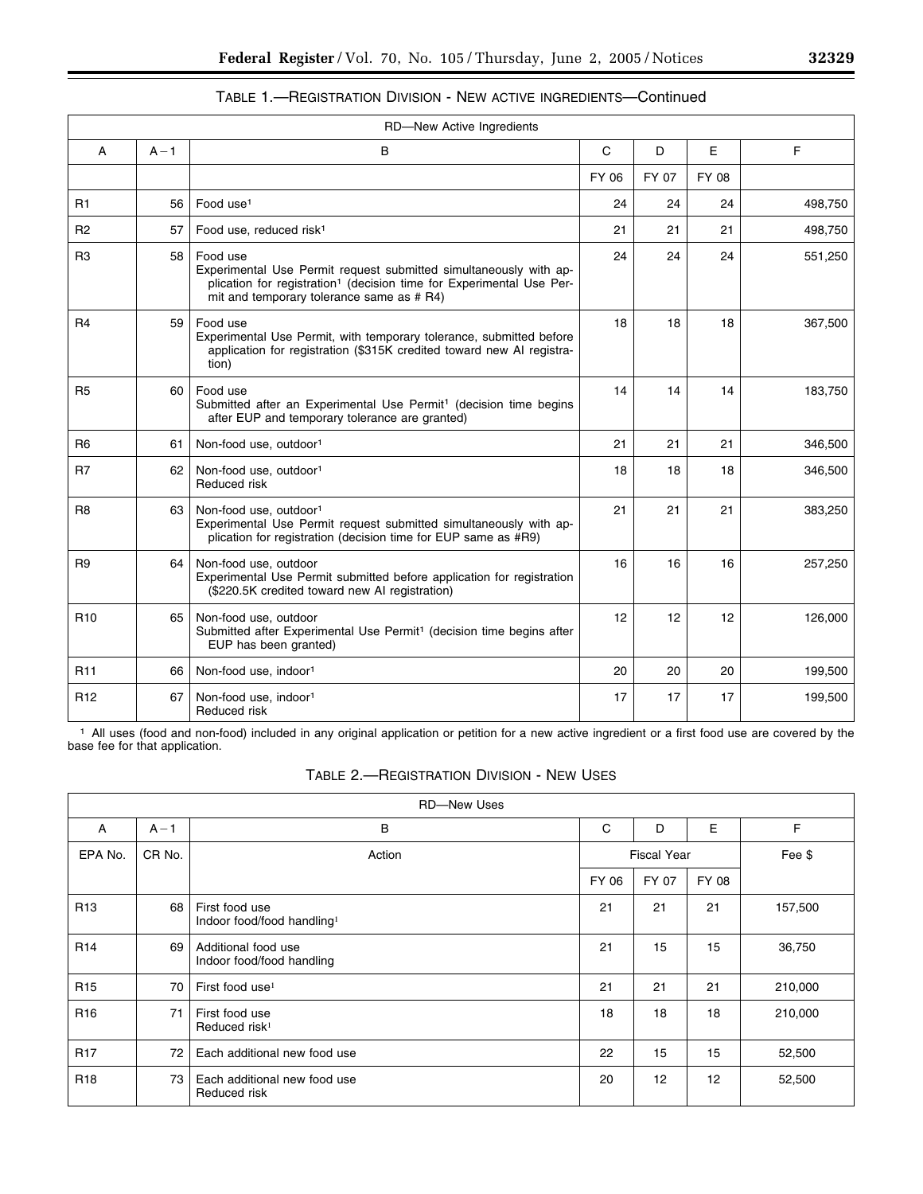TABLE 1.—REGISTRATION DIVISION - NEW ACTIVE INGREDIENTS—Continued

| RD—New Active Ingredients | | | | | | |
|---|---|---|---|---|---|---|
| A | A−1 | B | C | D | E | F |
| | | | FY 06 | FY 07 | FY 08 | |
| R1 | 56 | Food use[1] | 24 | 24 | 24 | 498,750 |
| R2 | 57 | Food use, reduced risk[1] | 21 | 21 | 21 | 498,750 |
| R3 | 58 | Food use<br>Experimental Use Permit request submitted simultaneously with application for registration[1] (decision time for Experimental Use Permit and temporary tolerance same as # R4) | 24 | 24 | 24 | 551,250 |
| R4 | 59 | Food use<br>Experimental Use Permit, with temporary tolerance, submitted before application for registration ($315K credited toward new AI registration) | 18 | 18 | 18 | 367,500 |
| R5 | 60 | Food use<br>Submitted after an Experimental Use Permit[1] (decision time begins after EUP and temporary tolerance are granted) | 14 | 14 | 14 | 183,750 |
| R6 | 61 | Non-food use, outdoor[1] | 21 | 21 | 21 | 346,500 |
| R7 | 62 | Non-food use, outdoor[1]<br>Reduced risk | 18 | 18 | 18 | 346,500 |
| R8 | 63 | Non-food use, outdoor[1]<br>Experimental Use Permit request submitted simultaneously with application for registration (decision time for EUP same as #R9) | 21 | 21 | 21 | 383,250 |
| R9 | 64 | Non-food use, outdoor<br>Experimental Use Permit submitted before application for registration ($220.5K credited toward new AI registration) | 16 | 16 | 16 | 257,250 |
| R10 | 65 | Non-food use, outdoor<br>Submitted after Experimental Use Permit[1] (decision time begins after EUP has been granted) | 12 | 12 | 12 | 126,000 |
| R11 | 66 | Non-food use, indoor[1] | 20 | 20 | 20 | 199,500 |
| R12 | 67 | Non-food use, indoor[1]<br>Reduced risk | 17 | 17 | 17 | 199,500 |

[1] All uses (food and non-food) included in any original application or petition for a new active ingredient or a first food use are covered by the base fee for that application.

TABLE 2.—REGISTRATION DIVISION - NEW USES

| RD—New Uses | | | | | | |
|---|---|---|---|---|---|---|
| A | A−1 | B | C | D | E | F |
| EPA No. | CR No. | Action | Fiscal Year | | | Fee $ |
| | | | FY 06 | FY 07 | FY 08 | |
| R13 | 68 | First food use<br>Indoor food/food handling[1] | 21 | 21 | 21 | 157,500 |
| R14 | 69 | Additional food use<br>Indoor food/food handling | 21 | 15 | 15 | 36,750 |
| R15 | 70 | First food use[1] | 21 | 21 | 21 | 210,000 |
| R16 | 71 | First food use<br>Reduced risk[1] | 18 | 18 | 18 | 210,000 |
| R17 | 72 | Each additional new food use | 22 | 15 | 15 | 52,500 |
| R18 | 73 | Each additional new food use<br>Reduced risk | 20 | 12 | 12 | 52,500 |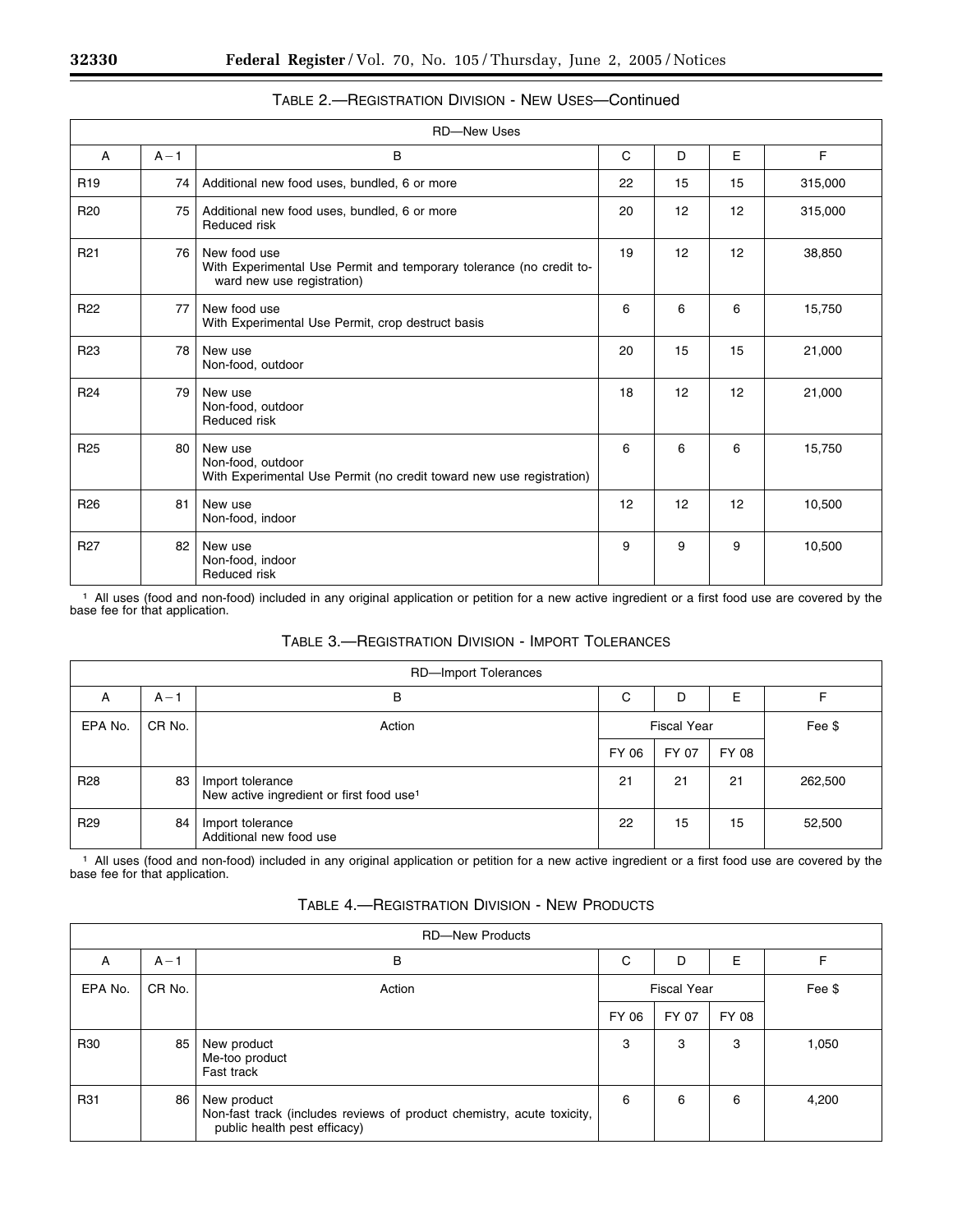TABLE 2.—REGISTRATION DIVISION - NEW USES—Continued

| RD—New Uses | | | | | | |
|---|---|---|---|---|---|---|
| A | A−1 | B | C | D | E | F |
| R19 | 74 | Additional new food uses, bundled, 6 or more | 22 | 15 | 15 | 315,000 |
| R20 | 75 | Additional new food uses, bundled, 6 or more<br>Reduced risk | 20 | 12 | 12 | 315,000 |
| R21 | 76 | New food use<br>With Experimental Use Permit and temporary tolerance (no credit toward new use registration) | 19 | 12 | 12 | 38,850 |
| R22 | 77 | New food use<br>With Experimental Use Permit, crop destruct basis | 6 | 6 | 6 | 15,750 |
| R23 | 78 | New use<br>Non-food, outdoor | 20 | 15 | 15 | 21,000 |
| R24 | 79 | New use<br>Non-food, outdoor<br>Reduced risk | 18 | 12 | 12 | 21,000 |
| R25 | 80 | New use<br>Non-food, outdoor<br>With Experimental Use Permit (no credit toward new use registration) | 6 | 6 | 6 | 15,750 |
| R26 | 81 | New use<br>Non-food, indoor | 12 | 12 | 12 | 10,500 |
| R27 | 82 | New use<br>Non-food, indoor<br>Reduced risk | 9 | 9 | 9 | 10,500 |

[1] All uses (food and non-food) included in any original application or petition for a new active ingredient or a first food use are covered by the base fee for that application.

TABLE 3.—REGISTRATION DIVISION - IMPORT TOLERANCES

| RD—Import Tolerances | | | | | | |
|---|---|---|---|---|---|---|
| A | A−1 | B | C | D | E | F |
| EPA No. | CR No. | Action | Fiscal Year | | | Fee $ |
| | | | FY 06 | FY 07 | FY 08 | |
| R28 | 83 | Import tolerance<br>New active ingredient or first food use[1] | 21 | 21 | 21 | 262,500 |
| R29 | 84 | Import tolerance<br>Additional new food use | 22 | 15 | 15 | 52,500 |

[1] All uses (food and non-food) included in any original application or petition for a new active ingredient or a first food use are covered by the base fee for that application.

TABLE 4.—REGISTRATION DIVISION - NEW PRODUCTS

| RD—New Products | | | | | | |
|---|---|---|---|---|---|---|
| A | A−1 | B | C | D | E | F |
| EPA No. | CR No. | Action | Fiscal Year | | | Fee $ |
| | | | FY 06 | FY 07 | FY 08 | |
| R30 | 85 | New product<br>Me-too product<br>Fast track | 3 | 3 | 3 | 1,050 |
| R31 | 86 | New product<br>Non-fast track (includes reviews of product chemistry, acute toxicity, public health pest efficacy) | 6 | 6 | 6 | 4,200 |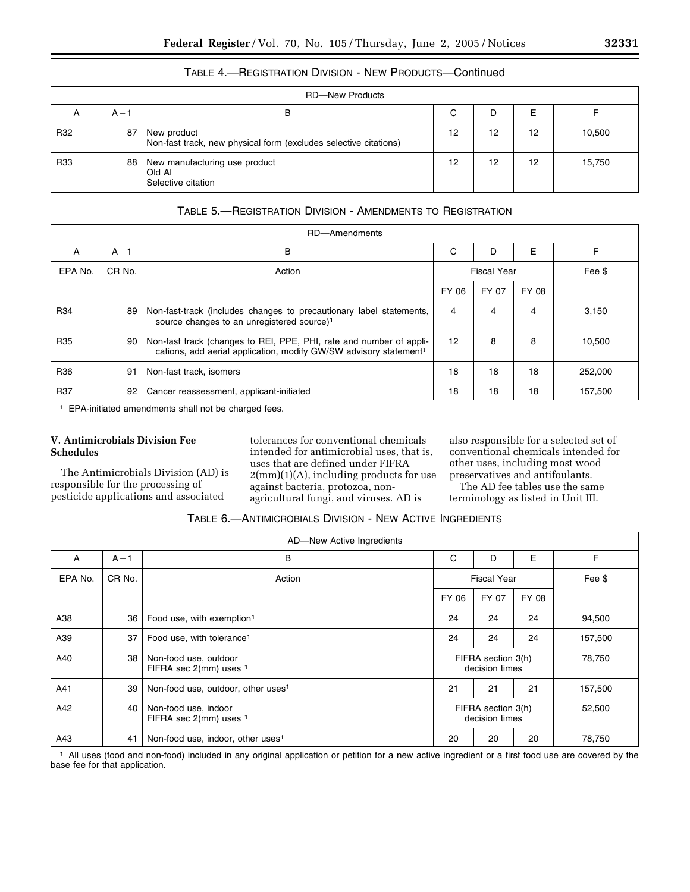TABLE 4.—REGISTRATION DIVISION - NEW PRODUCTS—Continued

| RD—New Products | | | | | | |
|---|---|---|---|---|---|---|
| A | A−1 | B | C | D | E | F |
| R32 | 87 | New product<br>Non-fast track, new physical form (excludes selective citations) | 12 | 12 | 12 | 10,500 |
| R33 | 88 | New manufacturing use product<br>Old AI<br>Selective citation | 12 | 12 | 12 | 15,750 |

TABLE 5.—REGISTRATION DIVISION - AMENDMENTS TO REGISTRATION

| RD—Amendments | | | | | | |
|---|---|---|---|---|---|---|
| A | A−1 | B | C | D | E | F |
| EPA No. | CR No. | Action | Fiscal Year | | | Fee $ |
| | | | FY 06 | FY 07 | FY 08 | |
| R34 | 89 | Non-fast-track (includes changes to precautionary label statements, source changes to an unregistered source)[1] | 4 | 4 | 4 | 3,150 |
| R35 | 90 | Non-fast track (changes to REI, PPE, PHI, rate and number of applications, add aerial application, modify GW/SW advisory statement[1] | 12 | 8 | 8 | 10,500 |
| R36 | 91 | Non-fast track, isomers | 18 | 18 | 18 | 252,000 |
| R37 | 92 | Cancer reassessment, applicant-initiated | 18 | 18 | 18 | 157,500 |

[1] EPA-initiated amendments shall not be charged fees.

**V. Antimicrobials Division Fee Schedules**

The Antimicrobials Division (AD) is responsible for the processing of pesticide applications and associated tolerances for conventional chemicals intended for antimicrobial uses, that is, uses that are defined under FIFRA 2(mm)(1)(A), including products for use against bacteria, protozoa, non-agricultural fungi, and viruses. AD is also responsible for a selected set of conventional chemicals intended for other uses, including most wood preservatives and antifoulants.

The AD fee tables use the same terminology as listed in Unit III.

TABLE 6.—ANTIMICROBIALS DIVISION - NEW ACTIVE INGREDIENTS

| AD—New Active Ingredients | | | | | | |
|---|---|---|---|---|---|---|
| A | A−1 | B | C | D | E | F |
| EPA No. | CR No. | Action | Fiscal Year | | | Fee $ |
| | | | FY 06 | FY 07 | FY 08 | |
| A38 | 36 | Food use, with exemption[1] | 24 | 24 | 24 | 94,500 |
| A39 | 37 | Food use, with tolerance[1] | 24 | 24 | 24 | 157,500 |
| A40 | 38 | Non-food use, outdoor<br>FIFRA sec 2(mm) uses [1] | FIFRA section 3(h) decision times | | | 78,750 |
| A41 | 39 | Non-food use, outdoor, other uses[1] | 21 | 21 | 21 | 157,500 |
| A42 | 40 | Non-food use, indoor<br>FIFRA sec 2(mm) uses [1] | FIFRA section 3(h) decision times | | | 52,500 |
| A43 | 41 | Non-food use, indoor, other uses[1] | 20 | 20 | 20 | 78,750 |

[1] All uses (food and non-food) included in any original application or petition for a new active ingredient or a first food use are covered by the base fee for that application.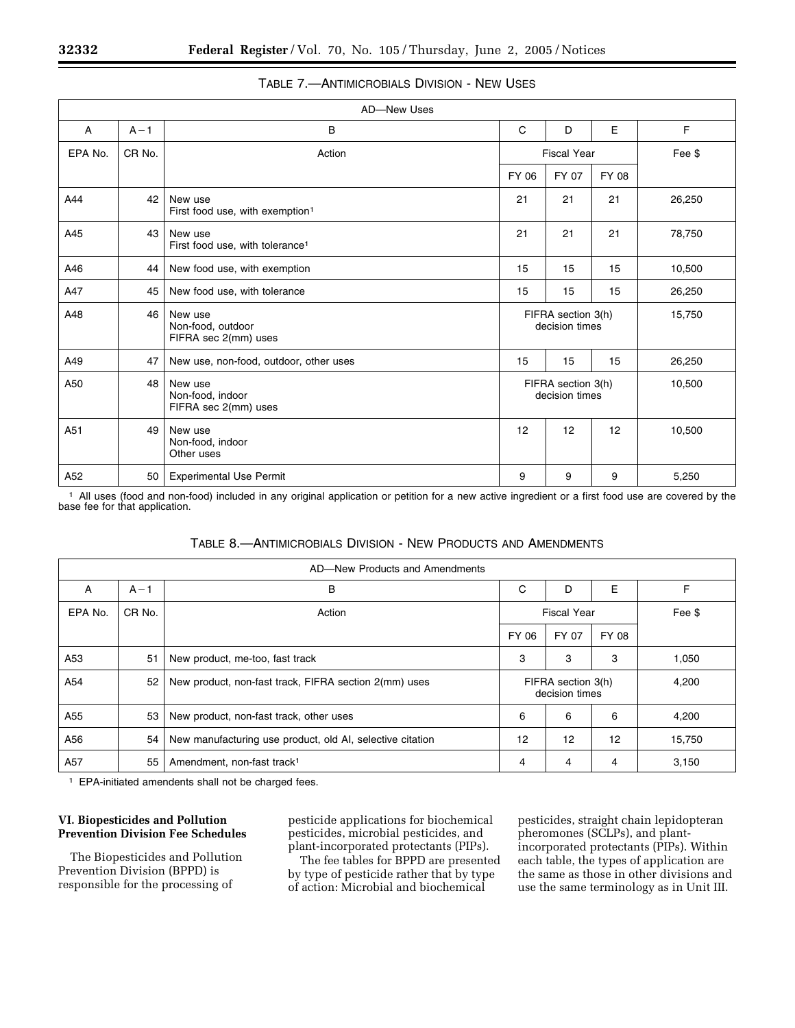TABLE 7.—ANTIMICROBIALS DIVISION - NEW USES

| AD—New Uses | | | | | | |
|---|---|---|---|---|---|---|
| A | A−1 | B | C | D | E | F |
| EPA No. | CR No. | Action | Fiscal Year | | | Fee $ |
| | | | FY 06 | FY 07 | FY 08 | |
| A44 | 42 | New use<br>First food use, with exemption[1] | 21 | 21 | 21 | 26,250 |
| A45 | 43 | New use<br>First food use, with tolerance[1] | 21 | 21 | 21 | 78,750 |
| A46 | 44 | New food use, with exemption | 15 | 15 | 15 | 10,500 |
| A47 | 45 | New food use, with tolerance | 15 | 15 | 15 | 26,250 |
| A48 | 46 | New use<br>Non-food, outdoor<br>FIFRA sec 2(mm) uses | FIFRA section 3(h) decision times | | | 15,750 |
| A49 | 47 | New use, non-food, outdoor, other uses | 15 | 15 | 15 | 26,250 |
| A50 | 48 | New use<br>Non-food, indoor<br>FIFRA sec 2(mm) uses | FIFRA section 3(h) decision times | | | 10,500 |
| A51 | 49 | New use<br>Non-food, indoor<br>Other uses | 12 | 12 | 12 | 10,500 |
| A52 | 50 | Experimental Use Permit | 9 | 9 | 9 | 5,250 |

[1] All uses (food and non-food) included in any original application or petition for a new active ingredient or a first food use are covered by the base fee for that application.

TABLE 8.—ANTIMICROBIALS DIVISION - NEW PRODUCTS AND AMENDMENTS

| AD—New Products and Amendments | | | | | | |
|---|---|---|---|---|---|---|
| A | A−1 | B | C | D | E | F |
| EPA No. | CR No. | Action | Fiscal Year | | | Fee $ |
| | | | FY 06 | FY 07 | FY 08 | |
| A53 | 51 | New product, me-too, fast track | 3 | 3 | 3 | 1,050 |
| A54 | 52 | New product, non-fast track, FIFRA section 2(mm) uses | FIFRA section 3(h) decision times | | | 4,200 |
| A55 | 53 | New product, non-fast track, other uses | 6 | 6 | 6 | 4,200 |
| A56 | 54 | New manufacturing use product, old AI, selective citation | 12 | 12 | 12 | 15,750 |
| A57 | 55 | Amendment, non-fast track[1] | 4 | 4 | 4 | 3,150 |

[1] EPA-initiated amendents shall not be charged fees.

**VI. Biopesticides and Pollution Prevention Division Fee Schedules**

The Biopesticides and Pollution Prevention Division (BPPD) is responsible for the processing of pesticide applications for biochemical pesticides, microbial pesticides, and plant-incorporated protectants (PIPs).

The fee tables for BPPD are presented by type of pesticide rather that by type of action: Microbial and biochemical pesticides, straight chain lepidopteran pheromones (SCLPs), and plant-incorporated protectants (PIPs). Within each table, the types of application are the same as those in other divisions and use the same terminology as in Unit III.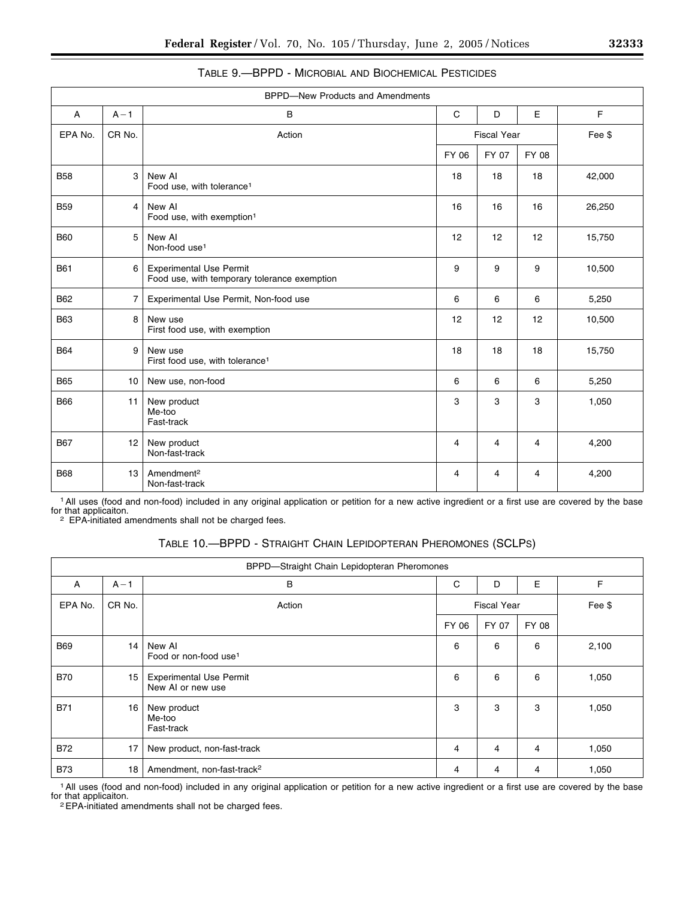TABLE 9.—BPPD - MICROBIAL AND BIOCHEMICAL PESTICIDES

| BPPD—New Products and Amendments | | | | | | |
|---|---|---|---|---|---|---|
| A | A−1 | B | C | D | E | F |
| EPA No. | CR No. | Action | Fiscal Year | | | Fee $ |
| | | | FY 06 | FY 07 | FY 08 | |
| B58 | 3 | New AI<br>Food use, with tolerance[1] | 18 | 18 | 18 | 42,000 |
| B59 | 4 | New AI<br>Food use, with exemption[1] | 16 | 16 | 16 | 26,250 |
| B60 | 5 | New AI<br>Non-food use[1] | 12 | 12 | 12 | 15,750 |
| B61 | 6 | Experimental Use Permit<br>Food use, with temporary tolerance exemption | 9 | 9 | 9 | 10,500 |
| B62 | 7 | Experimental Use Permit, Non-food use | 6 | 6 | 6 | 5,250 |
| B63 | 8 | New use<br>First food use, with exemption | 12 | 12 | 12 | 10,500 |
| B64 | 9 | New use<br>First food use, with tolerance[1] | 18 | 18 | 18 | 15,750 |
| B65 | 10 | New use, non-food | 6 | 6 | 6 | 5,250 |
| B66 | 11 | New product<br>Me-too<br>Fast-track | 3 | 3 | 3 | 1,050 |
| B67 | 12 | New product<br>Non-fast-track | 4 | 4 | 4 | 4,200 |
| B68 | 13 | Amendment[2]<br>Non-fast-track | 4 | 4 | 4 | 4,200 |

[1] All uses (food and non-food) included in any original application or petition for a new active ingredient or a first use are covered by the base for that applicaiton.
[2] EPA-initiated amendments shall not be charged fees.

TABLE 10.—BPPD - STRAIGHT CHAIN LEPIDOPTERAN PHEROMONES (SCLPS)

| BPPD—Straight Chain Lepidopteran Pheromones | | | | | | |
|---|---|---|---|---|---|---|
| A | A−1 | B | C | D | E | F |
| EPA No. | CR No. | Action | Fiscal Year | | | Fee $ |
| | | | FY 06 | FY 07 | FY 08 | |
| B69 | 14 | New AI<br>Food or non-food use[1] | 6 | 6 | 6 | 2,100 |
| B70 | 15 | Experimental Use Permit<br>New AI or new use | 6 | 6 | 6 | 1,050 |
| B71 | 16 | New product<br>Me-too<br>Fast-track | 3 | 3 | 3 | 1,050 |
| B72 | 17 | New product, non-fast-track | 4 | 4 | 4 | 1,050 |
| B73 | 18 | Amendment, non-fast-track[2] | 4 | 4 | 4 | 1,050 |

[1] All uses (food and non-food) included in any original application or petition for a new active ingredient or a first use are covered by the base for that applicaiton.
[2] EPA-initiated amendments shall not be charged fees.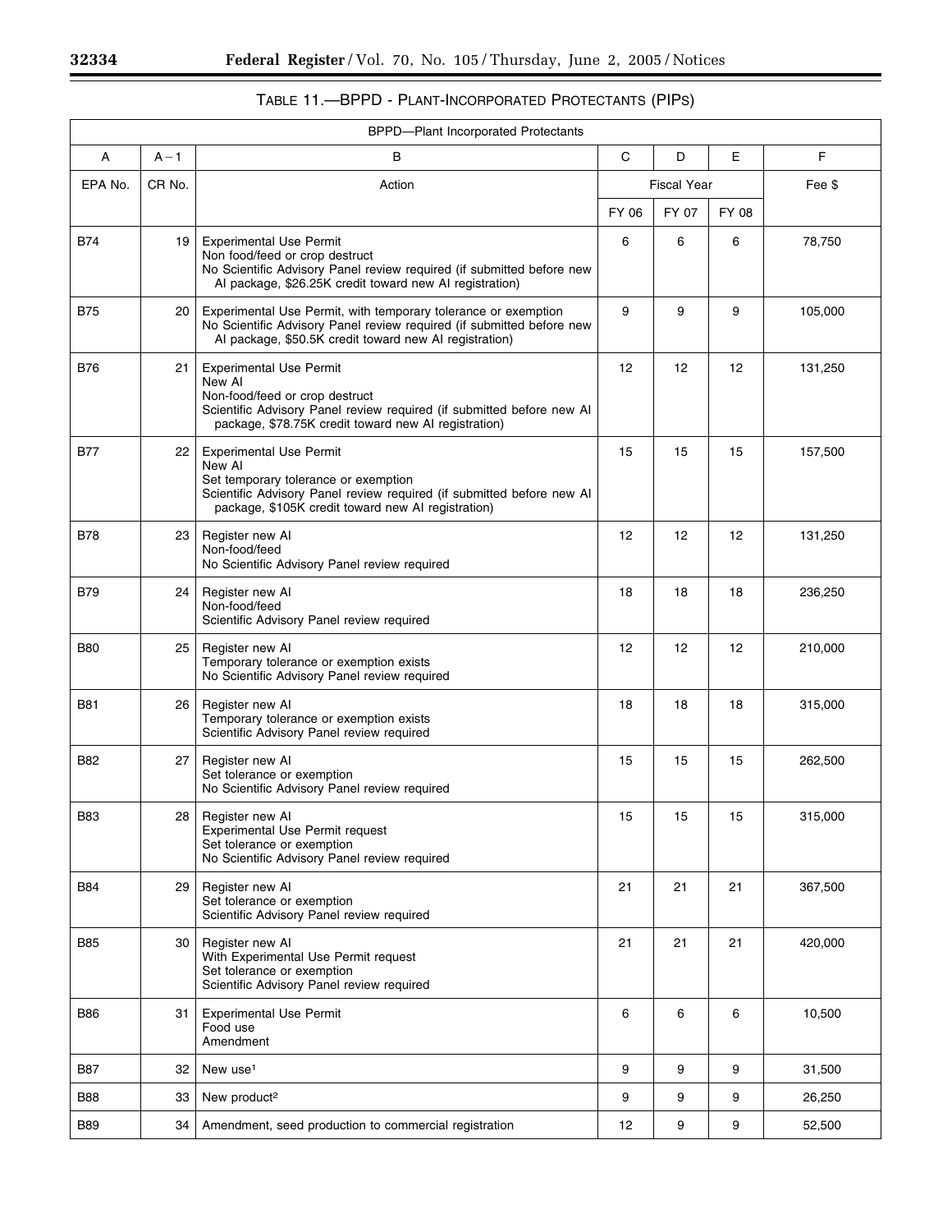TABLE 11.—BPPD - PLANT-INCORPORATED PROTECTANTS (PIPS)

| BPPD—Plant Incorporated Protectants | | | | | | |
|---|---|---|---|---|---|---|
| A | A – 1 | B | C | D | E | F |
| EPA No. | CR No. | Action | Fiscal Year | | | Fee $ |
| | | | FY 06 | FY 07 | FY 08 | |
| B74 | 19 | Experimental Use Permit<br>Non food/feed or crop destruct<br>No Scientific Advisory Panel review required (if submitted before new AI package, $26.25K credit toward new AI registration) | 6 | 6 | 6 | 78,750 |
| B75 | 20 | Experimental Use Permit, with temporary tolerance or exemption<br>No Scientific Advisory Panel review required (if submitted before new AI package, $50.5K credit toward new AI registration) | 9 | 9 | 9 | 105,000 |
| B76 | 21 | Experimental Use Permit<br>New AI<br>Non-food/feed or crop destruct<br>Scientific Advisory Panel review required (if submitted before new AI package, $78.75K credit toward new AI registration) | 12 | 12 | 12 | 131,250 |
| B77 | 22 | Experimental Use Permit<br>New AI<br>Set temporary tolerance or exemption<br>Scientific Advisory Panel review required (if submitted before new AI package, $105K credit toward new AI registration) | 15 | 15 | 15 | 157,500 |
| B78 | 23 | Register new AI<br>Non-food/feed<br>No Scientific Advisory Panel review required | 12 | 12 | 12 | 131,250 |
| B79 | 24 | Register new AI<br>Non-food/feed<br>Scientific Advisory Panel review required | 18 | 18 | 18 | 236,250 |
| B80 | 25 | Register new AI<br>Temporary tolerance or exemption exists<br>No Scientific Advisory Panel review required | 12 | 12 | 12 | 210,000 |
| B81 | 26 | Register new AI<br>Temporary tolerance or exemption exists<br>Scientific Advisory Panel review required | 18 | 18 | 18 | 315,000 |
| B82 | 27 | Register new AI<br>Set tolerance or exemption<br>No Scientific Advisory Panel review required | 15 | 15 | 15 | 262,500 |
| B83 | 28 | Register new AI<br>Experimental Use Permit request<br>Set tolerance or exemption<br>No Scientific Advisory Panel review required | 15 | 15 | 15 | 315,000 |
| B84 | 29 | Register new AI<br>Set tolerance or exemption<br>Scientific Advisory Panel review required | 21 | 21 | 21 | 367,500 |
| B85 | 30 | Register new AI<br>With Experimental Use Permit request<br>Set tolerance or exemption<br>Scientific Advisory Panel review required | 21 | 21 | 21 | 420,000 |
| B86 | 31 | Experimental Use Permit<br>Food use<br>Amendment | 6 | 6 | 6 | 10,500 |
| B87 | 32 | New use[1] | 9 | 9 | 9 | 31,500 |
| B88 | 33 | New product[2] | 9 | 9 | 9 | 26,250 |
| B89 | 34 | Amendment, seed production to commercial registration | 12 | 9 | 9 | 52,500 |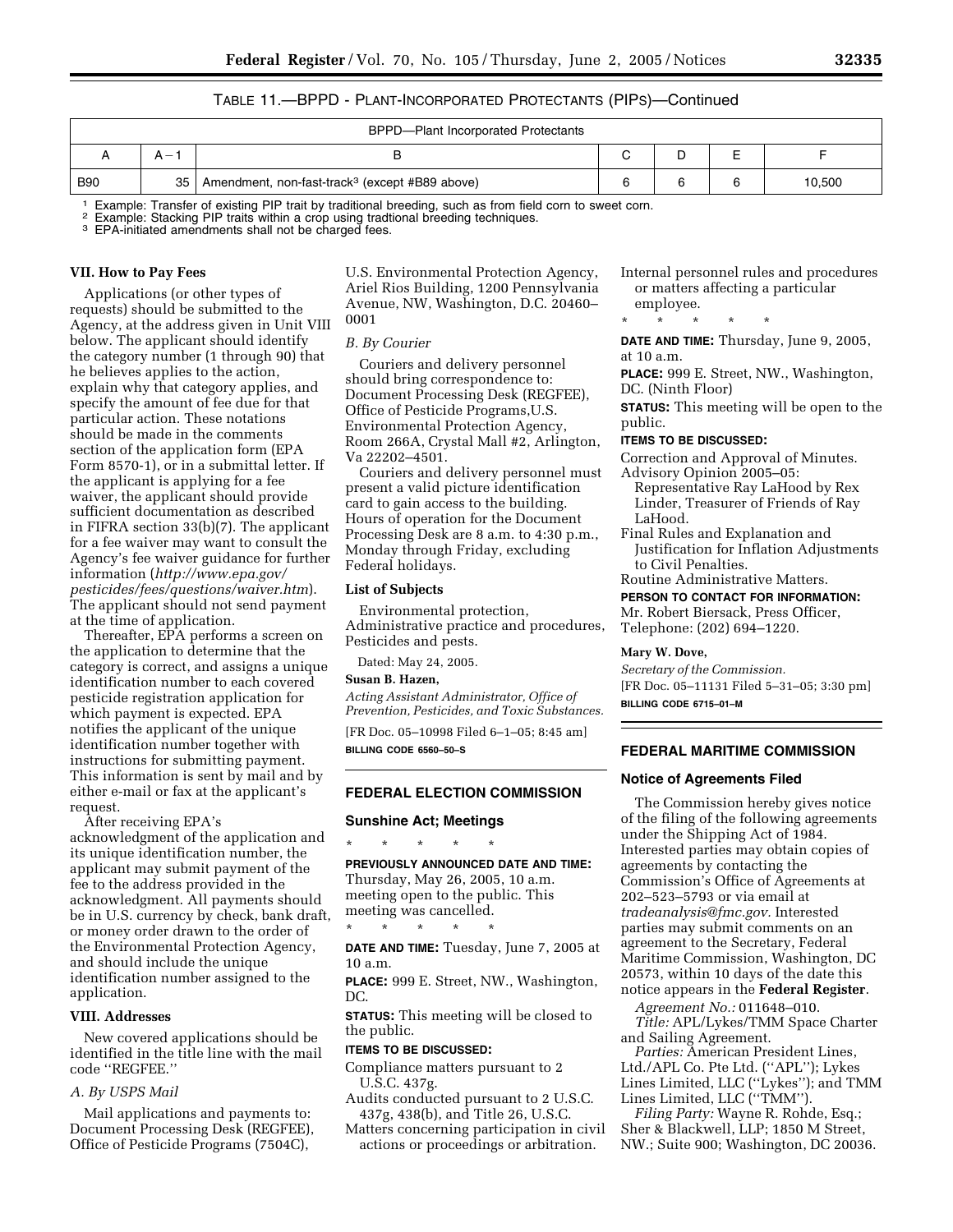TABLE 11.—BPPD - PLANT-INCORPORATED PROTECTANTS (PIPS)—Continued

| BPPD—Plant Incorporated Protectants | | | | | | |
|---|---|---|---|---|---|---|
| A | A – 1 | B | C | D | E | F |
| B90 | 35 | Amendment, non-fast-track[3] (except #B89 above) | 6 | 6 | 6 | 10,500 |

[1] Example: Transfer of existing PIP trait by traditional breeding, such as from field corn to sweet corn.
[2] Example: Stacking PIP traits within a crop using tradtional breeding techniques.
[3] EPA-initiated amendments shall not be charged fees.

### VII. How to Pay Fees

Applications (or other types of requests) should be submitted to the Agency, at the address given in Unit VIII below. The applicant should identify the category number (1 through 90) that he believes applies to the action, explain why that category applies, and specify the amount of fee due for that particular action. These notations should be made in the comments section of the application form (EPA Form 8570-1), or in a submittal letter. If the applicant is applying for a fee waiver, the applicant should provide sufficient documentation as described in FIFRA section 33(b)(7). The applicant for a fee waiver may want to consult the Agency's fee waiver guidance for further information (*http://www.epa.gov/pesticides/fees/questions/waiver.htm*). The applicant should not send payment at the time of application.

Thereafter, EPA performs a screen on the application to determine that the category is correct, and assigns a unique identification number to each covered pesticide registration application for which payment is expected. EPA notifies the applicant of the unique identification number together with instructions for submitting payment. This information is sent by mail and by either e-mail or fax at the applicant's request.

After receiving EPA's acknowledgment of the application and its unique identification number, the applicant may submit payment of the fee to the address provided in the acknowledgment. All payments should be in U.S. currency by check, bank draft, or money order drawn to the order of the Environmental Protection Agency, and should include the unique identification number assigned to the application.

### VIII. Addresses

New covered applications should be identified in the title line with the mail code ''REGFEE.''

*A. By USPS Mail*

Mail applications and payments to: Document Processing Desk (REGFEE), Office of Pesticide Programs (7504C), U.S. Environmental Protection Agency, Ariel Rios Building, 1200 Pennsylvania Avenue, NW, Washington, D.C. 20460–0001

*B. By Courier*

Couriers and delivery personnel should bring correspondence to: Document Processing Desk (REGFEE), Office of Pesticide Programs,U.S. Environmental Protection Agency, Room 266A, Crystal Mall #2, Arlington, Va 22202–4501.

Couriers and delivery personnel must present a valid picture identification card to gain access to the building. Hours of operation for the Document Processing Desk are 8 a.m. to 4:30 p.m., Monday through Friday, excluding Federal holidays.

**List of Subjects**

Environmental protection, Administrative practice and procedures, Pesticides and pests.

Dated: May 24, 2005.

**Susan B. Hazen,**

*Acting Assistant Administrator, Office of Prevention, Pesticides, and Toxic Substances.*

[FR Doc. 05–10998 Filed 6–1–05; 8:45 am]

**BILLING CODE 6560–50–S**

## FEDERAL ELECTION COMMISSION

### Sunshine Act; Meetings

\* \* \* \* \*

**PREVIOUSLY ANNOUNCED DATE AND TIME:** Thursday, May 26, 2005, 10 a.m. meeting open to the public. This meeting was cancelled.

\* \* \* \* \*

**DATE AND TIME:** Tuesday, June 7, 2005 at 10 a.m.

**PLACE:** 999 E. Street, NW., Washington, DC.

**STATUS:** This meeting will be closed to the public.

**ITEMS TO BE DISCUSSED:**

Compliance matters pursuant to 2 U.S.C. 437g.
Audits conducted pursuant to 2 U.S.C. 437g, 438(b), and Title 26, U.S.C.
Matters concerning participation in civil actions or proceedings or arbitration.
Internal personnel rules and procedures or matters affecting a particular employee.

\* \* \* \* \*

**DATE AND TIME:** Thursday, June 9, 2005, at 10 a.m.

**PLACE:** 999 E. Street, NW., Washington, DC. (Ninth Floor)

**STATUS:** This meeting will be open to the public.

**ITEMS TO BE DISCUSSED:**

Correction and Approval of Minutes.
Advisory Opinion 2005–05: Representative Ray LaHood by Rex Linder, Treasurer of Friends of Ray LaHood.
Final Rules and Explanation and Justification for Inflation Adjustments to Civil Penalties.
Routine Administrative Matters.

**PERSON TO CONTACT FOR INFORMATION:** Mr. Robert Biersack, Press Officer, Telephone: (202) 694–1220.

**Mary W. Dove,**

*Secretary of the Commission.*

[FR Doc. 05–11131 Filed 5–31–05; 3:30 pm]

**BILLING CODE 6715–01–M**

## FEDERAL MARITIME COMMISSION

### Notice of Agreements Filed

The Commission hereby gives notice of the filing of the following agreements under the Shipping Act of 1984. Interested parties may obtain copies of agreements by contacting the Commission's Office of Agreements at 202–523–5793 or via email at *tradeanalysis@fmc.gov*. Interested parties may submit comments on an agreement to the Secretary, Federal Maritime Commission, Washington, DC 20573, within 10 days of the date this notice appears in the **Federal Register**.

*Agreement No.:* 011648–010.

*Title:* APL/Lykes/TMM Space Charter and Sailing Agreement.

*Parties:* American President Lines, Ltd./APL Co. Pte Ltd. (''APL''); Lykes Lines Limited, LLC (''Lykes''); and TMM Lines Limited, LLC (''TMM'').

*Filing Party:* Wayne R. Rohde, Esq.; Sher & Blackwell, LLP; 1850 M Street, NW.; Suite 900; Washington, DC 20036.